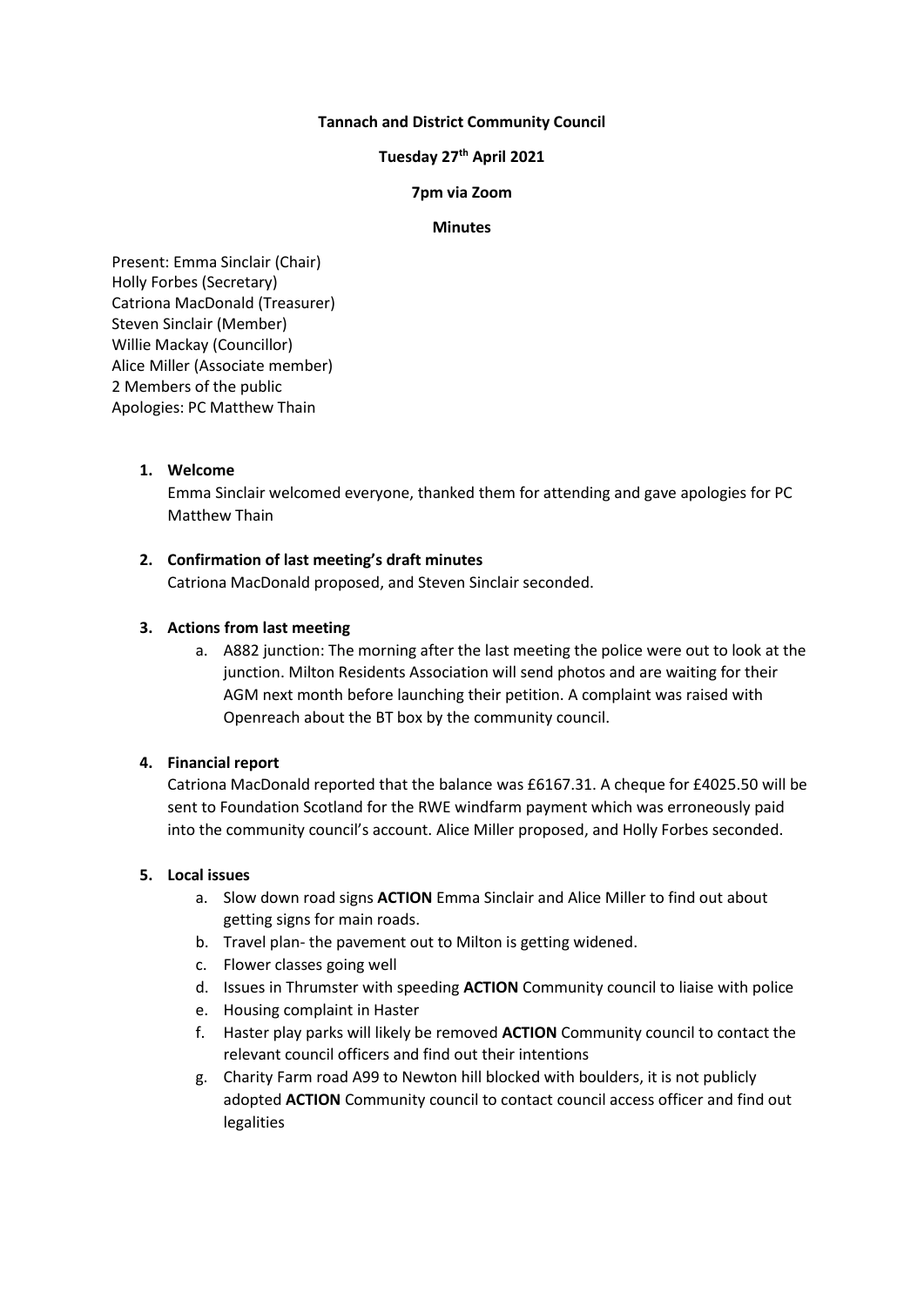**Tannach and District Community Council**

**Tuesday 27th April 2021**

**7pm via Zoom**

**Minutes**

Present: Emma Sinclair (Chair)
Holly Forbes (Secretary)
Catriona MacDonald (Treasurer)
Steven Sinclair (Member)
Willie Mackay (Councillor)
Alice Miller (Associate member)
2 Members of the public
Apologies: PC Matthew Thain

1. **Welcome**

   Emma Sinclair welcomed everyone, thanked them for attending and gave apologies for PC Matthew Thain

2. **Confirmation of last meeting's draft minutes**

   Catriona MacDonald proposed, and Steven Sinclair seconded.

3. **Actions from last meeting**
   a. A882 junction: The morning after the last meeting the police were out to look at the junction. Milton Residents Association will send photos and are waiting for their AGM next month before launching their petition. A complaint was raised with Openreach about the BT box by the community council.

4. **Financial report**

   Catriona MacDonald reported that the balance was £6167.31. A cheque for £4025.50 will be sent to Foundation Scotland for the RWE windfarm payment which was erroneously paid into the community council's account. Alice Miller proposed, and Holly Forbes seconded.

5. **Local issues**
   a. Slow down road signs **ACTION** Emma Sinclair and Alice Miller to find out about getting signs for main roads.
   b. Travel plan- the pavement out to Milton is getting widened.
   c. Flower classes going well
   d. Issues in Thrumster with speeding **ACTION** Community council to liaise with police
   e. Housing complaint in Haster
   f. Haster play parks will likely be removed **ACTION** Community council to contact the relevant council officers and find out their intentions
   g. Charity Farm road A99 to Newton hill blocked with boulders, it is not publicly adopted **ACTION** Community council to contact council access officer and find out legalities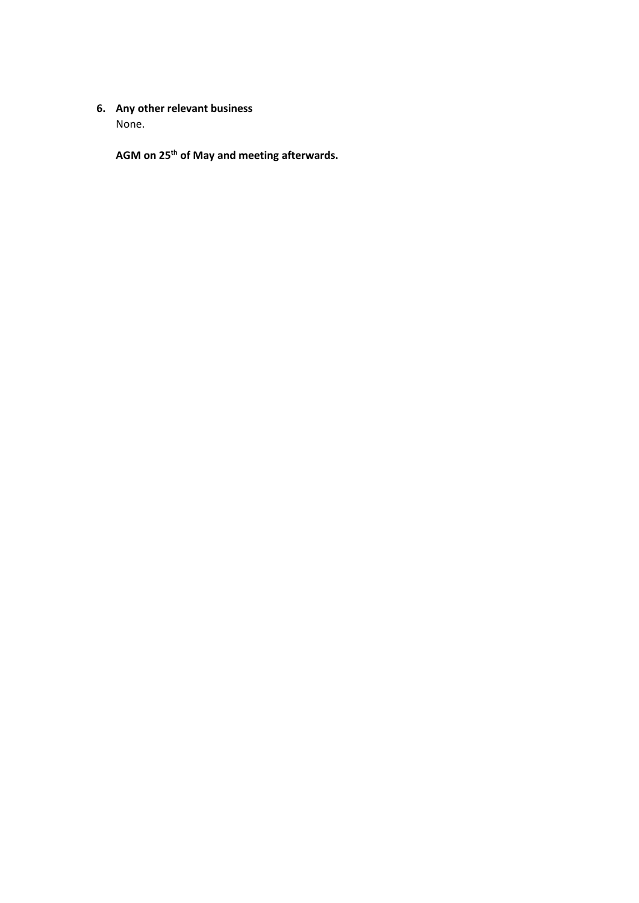6. **Any other relevant business**

   None.

   **AGM on 25th of May and meeting afterwards.**